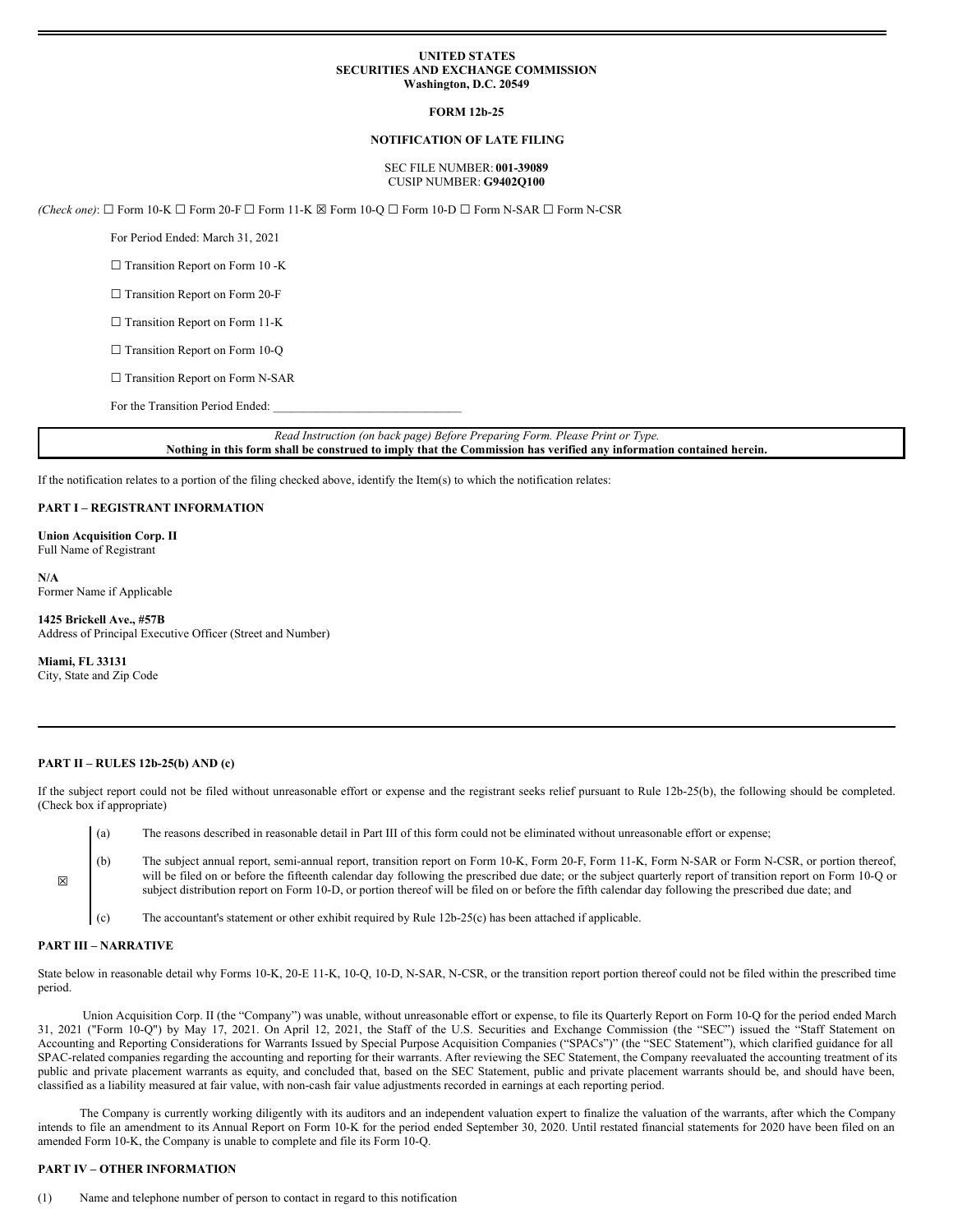**UNITED STATES**
**SECURITIES AND EXCHANGE COMMISSION**
**Washington, D.C. 20549**

**FORM 12b-25**

**NOTIFICATION OF LATE FILING**

SEC FILE NUMBER: **001-39089**
CUSIP NUMBER: **G9402Q100**

*(Check one)*: ☐ Form 10-K ☐ Form 20-F ☐ Form 11-K ☒ Form 10-Q ☐ Form 10-D ☐ Form N-SAR ☐ Form N-CSR

For Period Ended: March 31, 2021

☐ Transition Report on Form 10 -K

☐ Transition Report on Form 20-F

☐ Transition Report on Form 11-K

☐ Transition Report on Form 10-Q

☐ Transition Report on Form N-SAR

For the Transition Period Ended: ______________________________

*Read Instruction (on back page) Before Preparing Form. Please Print or Type.*
**Nothing in this form shall be construed to imply that the Commission has verified any information contained herein.**

If the notification relates to a portion of the filing checked above, identify the Item(s) to which the notification relates:

**PART I – REGISTRANT INFORMATION**

**Union Acquisition Corp. II**
Full Name of Registrant

**N/A**
Former Name if Applicable

**1425 Brickell Ave., #57B**
Address of Principal Executive Officer (Street and Number)

**Miami, FL 33131**
City, State and Zip Code

---

**PART II – RULES 12b-25(b) AND (c)**

If the subject report could not be filed without unreasonable effort or expense and the registrant seeks relief pursuant to Rule 12b-25(b), the following should be completed. (Check box if appropriate)

☒

(a) The reasons described in reasonable detail in Part III of this form could not be eliminated without unreasonable effort or expense;

(b) The subject annual report, semi-annual report, transition report on Form 10-K, Form 20-F, Form 11-K, Form N-SAR or Form N-CSR, or portion thereof, will be filed on or before the fifteenth calendar day following the prescribed due date; or the subject quarterly report of transition report on Form 10-Q or subject distribution report on Form 10-D, or portion thereof will be filed on or before the fifth calendar day following the prescribed due date; and

(c) The accountant's statement or other exhibit required by Rule 12b-25(c) has been attached if applicable.

**PART III – NARRATIVE**

State below in reasonable detail why Forms 10-K, 20-E 11-K, 10-Q, 10-D, N-SAR, N-CSR, or the transition report portion thereof could not be filed within the prescribed time period.

Union Acquisition Corp. II (the "Company") was unable, without unreasonable effort or expense, to file its Quarterly Report on Form 10-Q for the period ended March 31, 2021 ("Form 10-Q") by May 17, 2021. On April 12, 2021, the Staff of the U.S. Securities and Exchange Commission (the "SEC") issued the "Staff Statement on Accounting and Reporting Considerations for Warrants Issued by Special Purpose Acquisition Companies ("SPACs")" (the "SEC Statement"), which clarified guidance for all SPAC-related companies regarding the accounting and reporting for their warrants. After reviewing the SEC Statement, the Company reevaluated the accounting treatment of its public and private placement warrants as equity, and concluded that, based on the SEC Statement, public and private placement warrants should be, and should have been, classified as a liability measured at fair value, with non-cash fair value adjustments recorded in earnings at each reporting period.

The Company is currently working diligently with its auditors and an independent valuation expert to finalize the valuation of the warrants, after which the Company intends to file an amendment to its Annual Report on Form 10-K for the period ended September 30, 2020. Until restated financial statements for 2020 have been filed on an amended Form 10-K, the Company is unable to complete and file its Form 10-Q.

**PART IV – OTHER INFORMATION**

(1) Name and telephone number of person to contact in regard to this notification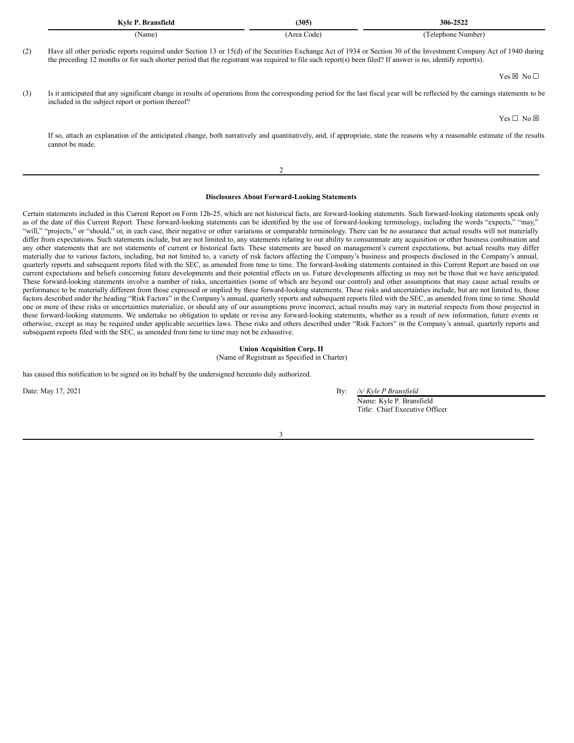| Kyle P. Bransfield | (305) | 306-2522 |
| --- | --- | --- |
| (Name) | (Area Code) | (Telephone Number) |

(2) Have all other periodic reports required under Section 13 or 15(d) of the Securities Exchange Act of 1934 or Section 30 of the Investment Company Act of 1940 during the preceding 12 months or for such shorter period that the registrant was required to file such report(s) been filed? If answer is no, identify report(s).

Yes ☒ No ☐

(3) Is it anticipated that any significant change in results of operations from the corresponding period for the last fiscal year will be reflected by the earnings statements to be included in the subject report or portion thereof?

Yes ☐ No ☒

If so, attach an explanation of the anticipated change, both narratively and quantitatively, and, if appropriate, state the reasons why a reasonable estimate of the results cannot be made.

**Disclosures About Forward-Looking Statements**

Certain statements included in this Current Report on Form 12b-25, which are not historical facts, are forward-looking statements. Such forward-looking statements speak only as of the date of this Current Report. These forward-looking statements can be identified by the use of forward-looking terminology, including the words "expects," "may," "will," "projects," or "should," or, in each case, their negative or other variations or comparable terminology. There can be no assurance that actual results will not materially differ from expectations. Such statements include, but are not limited to, any statements relating to our ability to consummate any acquisition or other business combination and any other statements that are not statements of current or historical facts. These statements are based on management's current expectations, but actual results may differ materially due to various factors, including, but not limited to, a variety of risk factors affecting the Company's business and prospects disclosed in the Company's annual, quarterly reports and subsequent reports filed with the SEC, as amended from time to time. The forward-looking statements contained in this Current Report are based on our current expectations and beliefs concerning future developments and their potential effects on us. Future developments affecting us may not be those that we have anticipated. These forward-looking statements involve a number of risks, uncertainties (some of which are beyond our control) and other assumptions that may cause actual results or performance to be materially different from those expressed or implied by these forward-looking statements. These risks and uncertainties include, but are not limited to, those factors described under the heading "Risk Factors" in the Company's annual, quarterly reports and subsequent reports filed with the SEC, as amended from time to time. Should one or more of these risks or uncertainties materialize, or should any of our assumptions prove incorrect, actual results may vary in material respects from those projected in these forward-looking statements. We undertake no obligation to update or revise any forward-looking statements, whether as a result of new information, future events or otherwise, except as may be required under applicable securities laws. These risks and others described under "Risk Factors" in the Company's annual, quarterly reports and subsequent reports filed with the SEC, as amended from time to time may not be exhaustive.

**Union Acquisition Corp. II**
(Name of Registrant as Specified in Charter)

has caused this notification to be signed on its behalf by the undersigned hereunto duly authorized.

Date: May 17, 2021

By: */s/ Kyle P Bransfield*
Name: Kyle P. Bransfield
Title: Chief Executive Officer